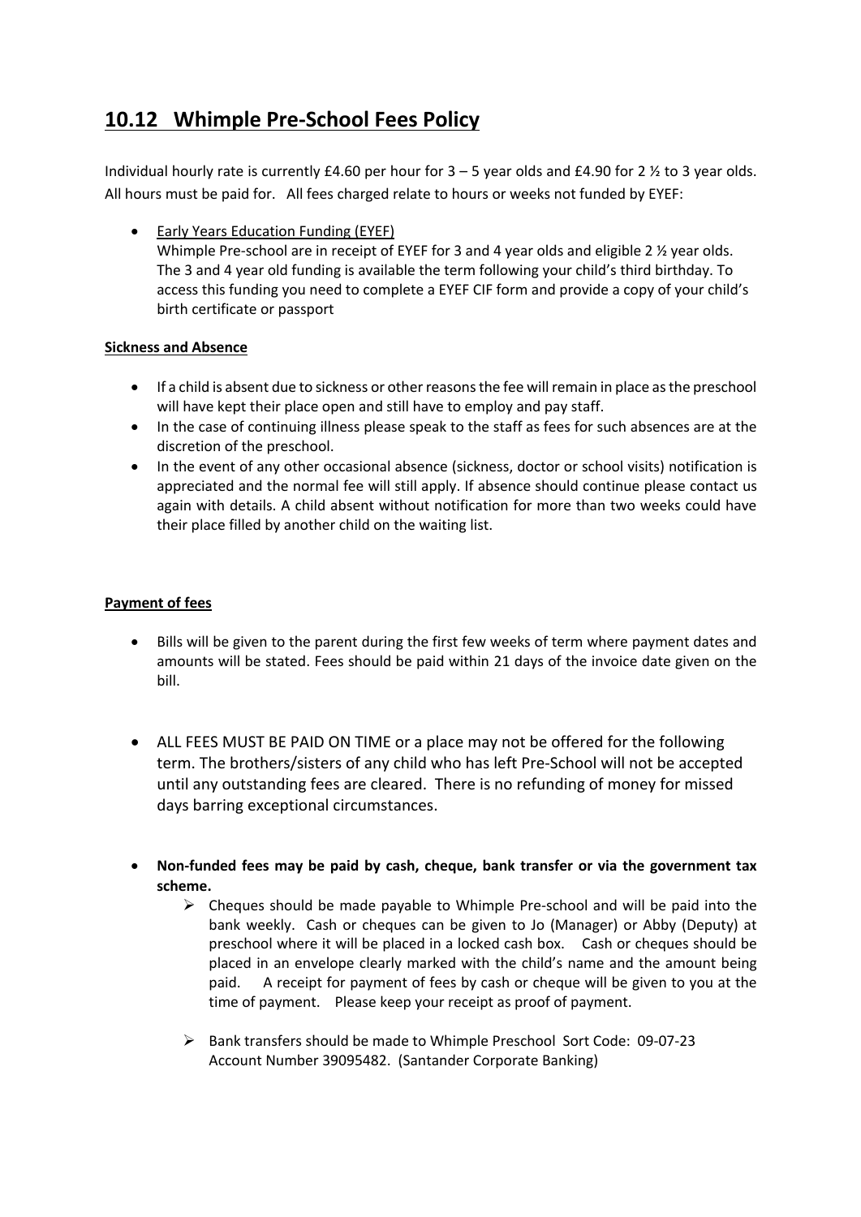## 10.12 Whimple Pre-School Fees Policy

Individual hourly rate is currently £4.60 per hour for 3 – 5 year olds and £4.90 for 2 ½ to 3 year olds. All hours must be paid for. All fees charged relate to hours or weeks not funded by EYEF:

- Early Years Education Funding (EYEF)
  Whimple Pre-school are in receipt of EYEF for 3 and 4 year olds and eligible 2 ½ year olds. The 3 and 4 year old funding is available the term following your child's third birthday. To access this funding you need to complete a EYEF CIF form and provide a copy of your child's birth certificate or passport

**Sickness and Absence**

- If a child is absent due to sickness or other reasons the fee will remain in place as the preschool will have kept their place open and still have to employ and pay staff.
- In the case of continuing illness please speak to the staff as fees for such absences are at the discretion of the preschool.
- In the event of any other occasional absence (sickness, doctor or school visits) notification is appreciated and the normal fee will still apply. If absence should continue please contact us again with details. A child absent without notification for more than two weeks could have their place filled by another child on the waiting list.

**Payment of fees**

- Bills will be given to the parent during the first few weeks of term where payment dates and amounts will be stated. Fees should be paid within 21 days of the invoice date given on the bill.

- ALL FEES MUST BE PAID ON TIME or a place may not be offered for the following term. The brothers/sisters of any child who has left Pre-School will not be accepted until any outstanding fees are cleared. There is no refunding of money for missed days barring exceptional circumstances.

- **Non-funded fees may be paid by cash, cheque, bank transfer or via the government tax scheme.**
  - Cheques should be made payable to Whimple Pre-school and will be paid into the bank weekly. Cash or cheques can be given to Jo (Manager) or Abby (Deputy) at preschool where it will be placed in a locked cash box. Cash or cheques should be placed in an envelope clearly marked with the child's name and the amount being paid. A receipt for payment of fees by cash or cheque will be given to you at the time of payment. Please keep your receipt as proof of payment.
  - Bank transfers should be made to Whimple Preschool Sort Code: 09-07-23 Account Number 39095482. (Santander Corporate Banking)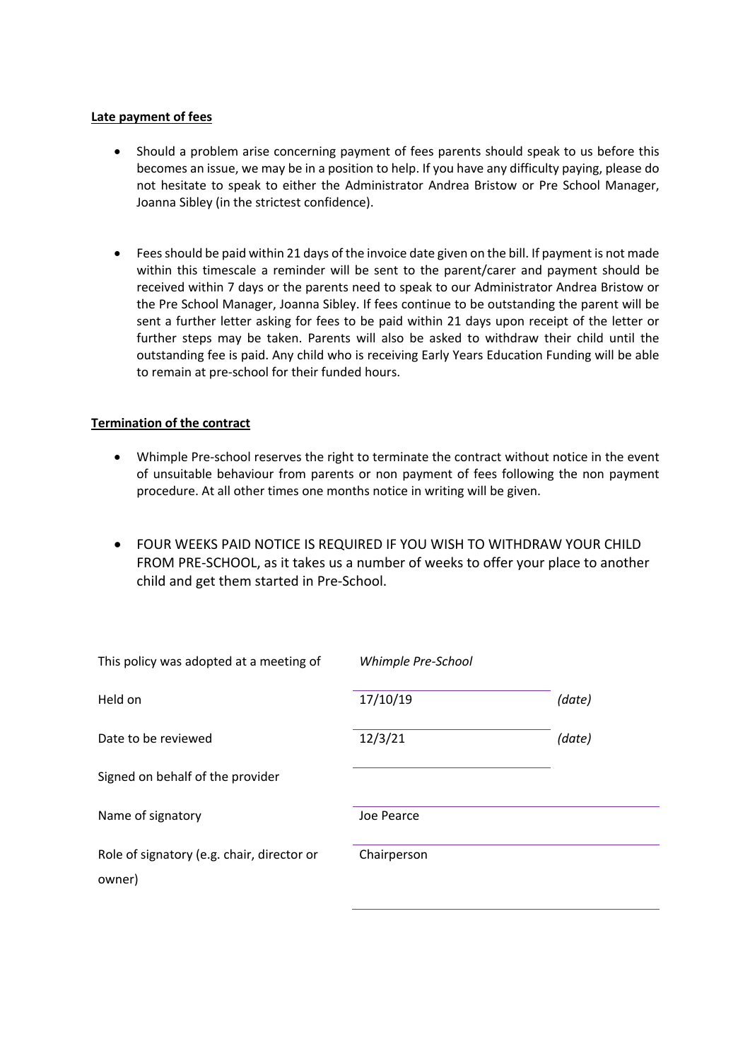**Late payment of fees**

- Should a problem arise concerning payment of fees parents should speak to us before this becomes an issue, we may be in a position to help. If you have any difficulty paying, please do not hesitate to speak to either the Administrator Andrea Bristow or Pre School Manager, Joanna Sibley (in the strictest confidence).

- Fees should be paid within 21 days of the invoice date given on the bill. If payment is not made within this timescale a reminder will be sent to the parent/carer and payment should be received within 7 days or the parents need to speak to our Administrator Andrea Bristow or the Pre School Manager, Joanna Sibley. If fees continue to be outstanding the parent will be sent a further letter asking for fees to be paid within 21 days upon receipt of the letter or further steps may be taken. Parents will also be asked to withdraw their child until the outstanding fee is paid. Any child who is receiving Early Years Education Funding will be able to remain at pre-school for their funded hours.

**Termination of the contract**

- Whimple Pre-school reserves the right to terminate the contract without notice in the event of unsuitable behaviour from parents or non payment of fees following the non payment procedure. At all other times one months notice in writing will be given.

- FOUR WEEKS PAID NOTICE IS REQUIRED IF YOU WISH TO WITHDRAW YOUR CHILD FROM PRE-SCHOOL, as it takes us a number of weeks to offer your place to another child and get them started in Pre-School.

| | | |
|---|---|---|
| This policy was adopted at a meeting of | *Whimple Pre-School* | |
| Held on | 17/10/19 | *(date)* |
| Date to be reviewed | 12/3/21 | *(date)* |
| Signed on behalf of the provider | | |
| Name of signatory | Joe Pearce | |
| Role of signatory (e.g. chair, director or owner) | Chairperson | |